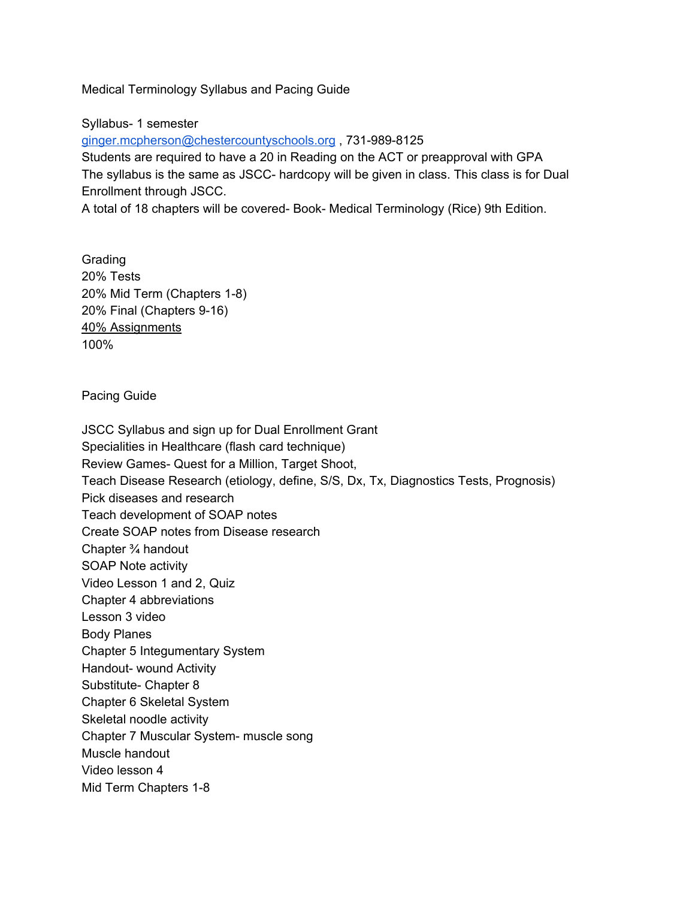# Medical Terminology Syllabus and Pacing Guide

Syllabus- 1 semester
[ginger.mcpherson@chestercountyschools.org](mailto:ginger.mcpherson@chestercountyschools.org) , 731-989-8125
Students are required to have a 20 in Reading on the ACT or preapproval with GPA
The syllabus is the same as JSCC- hardcopy will be given in class. This class is for Dual Enrollment through JSCC.
A total of 18 chapters will be covered- Book- Medical Terminology (Rice) 9th Edition.

## Grading

20% Tests
20% Mid Term (Chapters 1-8)
20% Final (Chapters 9-16)
<u>40% Assignments</u>
100%

## Pacing Guide

JSCC Syllabus and sign up for Dual Enrollment Grant
Specialities in Healthcare (flash card technique)
Review Games- Quest for a Million, Target Shoot,
Teach Disease Research (etiology, define, S/S, Dx, Tx, Diagnostics Tests, Prognosis)
Pick diseases and research
Teach development of SOAP notes
Create SOAP notes from Disease research
Chapter ¾ handout
SOAP Note activity
Video Lesson 1 and 2, Quiz
Chapter 4 abbreviations
Lesson 3 video
Body Planes
Chapter 5 Integumentary System
Handout- wound Activity
Substitute- Chapter 8
Chapter 6 Skeletal System
Skeletal noodle activity
Chapter 7 Muscular System- muscle song
Muscle handout
Video lesson 4
Mid Term Chapters 1-8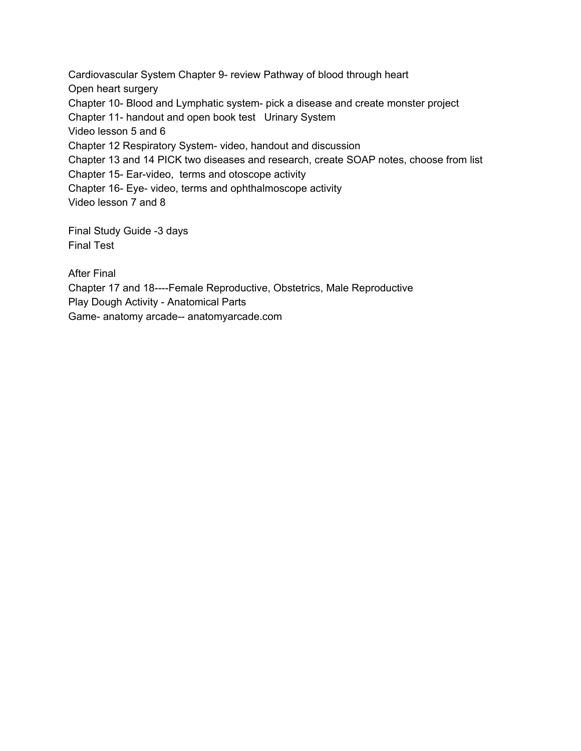Cardiovascular System Chapter 9- review Pathway of blood through heart
Open heart surgery
Chapter 10- Blood and Lymphatic system- pick a disease and create monster project
Chapter 11- handout and open book test   Urinary System
Video lesson 5 and 6
Chapter 12 Respiratory System- video, handout and discussion
Chapter 13 and 14 PICK two diseases and research, create SOAP notes, choose from list
Chapter 15- Ear-video,  terms and otoscope activity
Chapter 16- Eye- video, terms and ophthalmoscope activity
Video lesson 7 and 8

Final Study Guide -3 days
Final Test

After Final
Chapter 17 and 18----Female Reproductive, Obstetrics, Male Reproductive
Play Dough Activity - Anatomical Parts
Game- anatomy arcade-- anatomyarcade.com